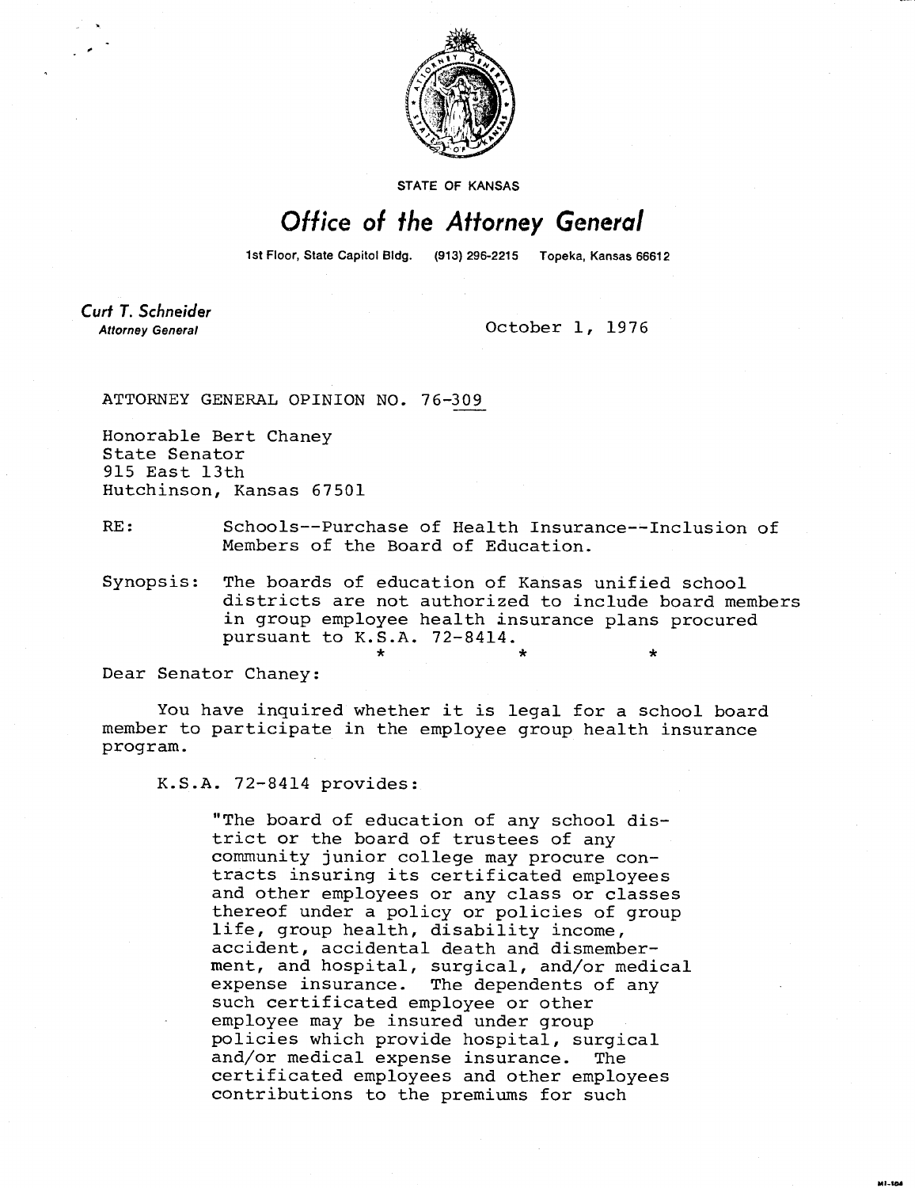STATE OF KANSAS

# *Office of the Attorney General*

1st Floor, State Capitol Bldg. (913) 296-2215 Topeka, Kansas 66612

***Curt T. Schneider***
*Attorney General*

October 1, 1976

ATTORNEY GENERAL OPINION NO. 76-309

Honorable Bert Chaney
State Senator
915 East 13th
Hutchinson, Kansas 67501

RE: Schools--Purchase of Health Insurance--Inclusion of Members of the Board of Education.

Synopsis: The boards of education of Kansas unified school districts are not authorized to include board members in group employee health insurance plans procured pursuant to K.S.A. 72-8414.

\* \* \*

Dear Senator Chaney:

You have inquired whether it is legal for a school board member to participate in the employee group health insurance program.

K.S.A. 72-8414 provides:

> "The board of education of any school district or the board of trustees of any community junior college may procure contracts insuring its certificated employees and other employees or any class or classes thereof under a policy or policies of group life, group health, disability income, accident, accidental death and dismemberment, and hospital, surgical, and/or medical expense insurance. The dependents of any such certificated employee or other employee may be insured under group policies which provide hospital, surgical and/or medical expense insurance. The certificated employees and other employees contributions to the premiums for such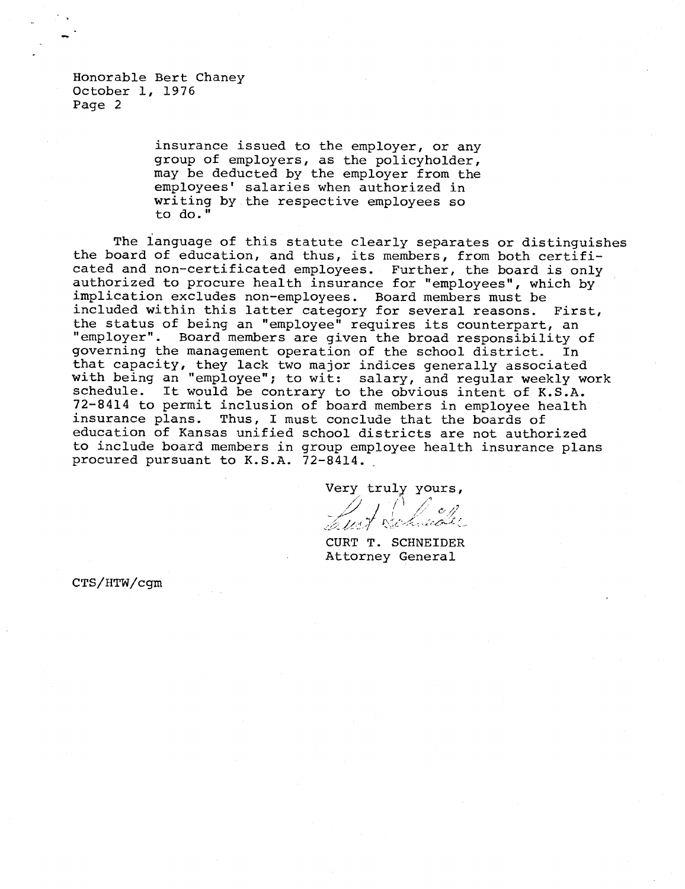Honorable Bert Chaney
October 1, 1976

> insurance issued to the employer, or any group of employers, as the policyholder, may be deducted by the employer from the employees' salaries when authorized in writing by the respective employees so to do."

The language of this statute clearly separates or distinguishes the board of education, and thus, its members, from both certificated and non-certificated employees. Further, the board is only authorized to procure health insurance for "employees", which by implication excludes non-employees. Board members must be included within this latter category for several reasons. First, the status of being an "employee" requires its counterpart, an "employer". Board members are given the broad responsibility of governing the management operation of the school district. In that capacity, they lack two major indices generally associated with being an "employee"; to wit: salary, and regular weekly work schedule. It would be contrary to the obvious intent of K.S.A. 72-8414 to permit inclusion of board members in employee health insurance plans. Thus, I must conclude that the boards of education of Kansas unified school districts are not authorized to include board members in group employee health insurance plans procured pursuant to K.S.A. 72-8414.

Very truly yours,

CURT T. SCHNEIDER
Attorney General

CTS/HTW/cgm